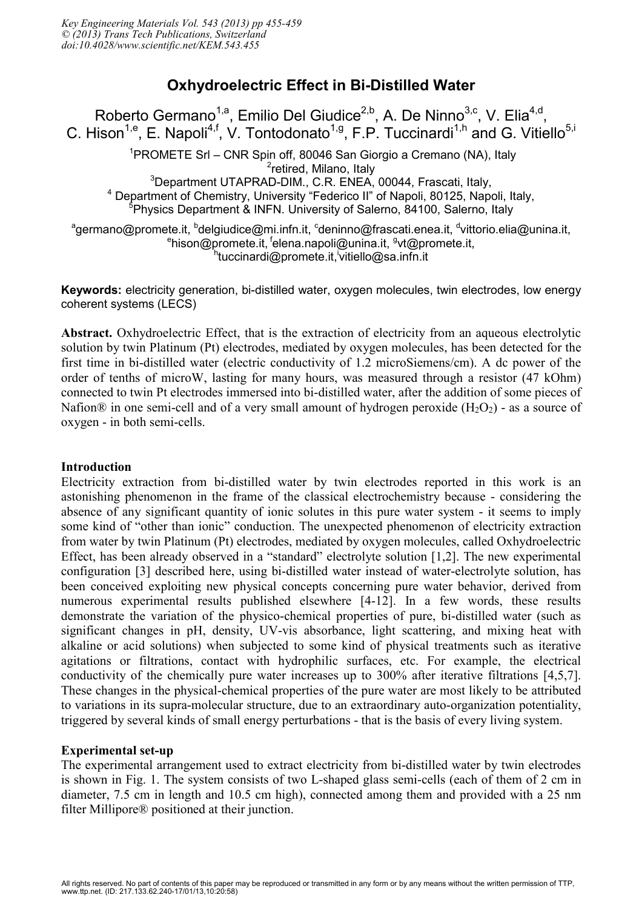# Oxhydroelectric Effect in Bi-Distilled Water

Roberto Germano[1,a], Emilio Del Giudice[2,b], A. De Ninno[3,c], V. Elia[4,d], C. Hison[1,e], E. Napoli[4,f], V. Tontodonato[1,g], F.P. Tuccinardi[1,h] and G. Vitiello[5,i]

[1]PROMETE Srl – CNR Spin off, 80046 San Giorgio a Cremano (NA), Italy
[2]retired, Milano, Italy
[3]Department UTAPRAD-DIM., C.R. ENEA, 00044, Frascati, Italy,
[4] Department of Chemistry, University "Federico II" of Napoli, 80125, Napoli, Italy,
[5]Physics Department & INFN. University of Salerno, 84100, Salerno, Italy

[a]germano@promete.it, [b]delgiudice@mi.infn.it, [c]deninno@frascati.enea.it, [d]vittorio.elia@unina.it, [e]hison@promete.it, [f]elena.napoli@unina.it, [g]vt@promete.it, [h]tuccinardi@promete.it, [i]vitiello@sa.infn.it

**Keywords:** electricity generation, bi-distilled water, oxygen molecules, twin electrodes, low energy coherent systems (LECS)

**Abstract.** Oxhydroelectric Effect, that is the extraction of electricity from an aqueous electrolytic solution by twin Platinum (Pt) electrodes, mediated by oxygen molecules, has been detected for the first time in bi-distilled water (electric conductivity of 1.2 microSiemens/cm). A dc power of the order of tenths of microW, lasting for many hours, was measured through a resistor (47 kOhm) connected to twin Pt electrodes immersed into bi-distilled water, after the addition of some pieces of Nafion® in one semi-cell and of a very small amount of hydrogen peroxide ($H_2O_2$) - as a source of oxygen - in both semi-cells.

## Introduction

Electricity extraction from bi-distilled water by twin electrodes reported in this work is an astonishing phenomenon in the frame of the classical electrochemistry because - considering the absence of any significant quantity of ionic solutes in this pure water system - it seems to imply some kind of "other than ionic" conduction. The unexpected phenomenon of electricity extraction from water by twin Platinum (Pt) electrodes, mediated by oxygen molecules, called Oxhydroelectric Effect, has been already observed in a "standard" electrolyte solution [1,2]. The new experimental configuration [3] described here, using bi-distilled water instead of water-electrolyte solution, has been conceived exploiting new physical concepts concerning pure water behavior, derived from numerous experimental results published elsewhere [4-12]. In a few words, these results demonstrate the variation of the physico-chemical properties of pure, bi-distilled water (such as significant changes in pH, density, UV-vis absorbance, light scattering, and mixing heat with alkaline or acid solutions) when subjected to some kind of physical treatments such as iterative agitations or filtrations, contact with hydrophilic surfaces, etc. For example, the electrical conductivity of the chemically pure water increases up to 300% after iterative filtrations [4,5,7]. These changes in the physical-chemical properties of the pure water are most likely to be attributed to variations in its supra-molecular structure, due to an extraordinary auto-organization potentiality, triggered by several kinds of small energy perturbations - that is the basis of every living system.

## Experimental set-up

The experimental arrangement used to extract electricity from bi-distilled water by twin electrodes is shown in Fig. 1. The system consists of two L-shaped glass semi-cells (each of them of 2 cm in diameter, 7.5 cm in length and 10.5 cm high), connected among them and provided with a 25 nm filter Millipore® positioned at their junction.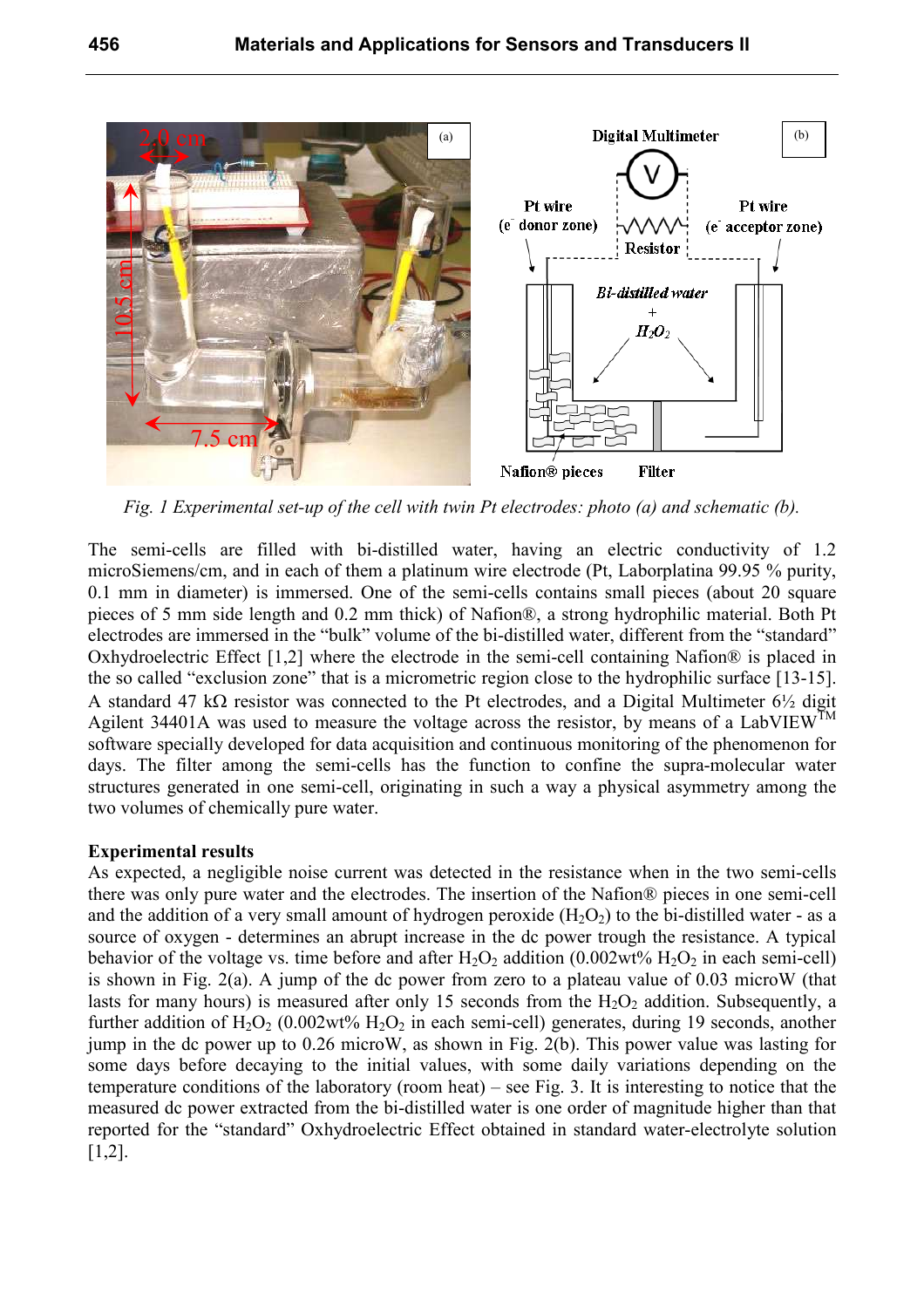*Fig. 1 Experimental set-up of the cell with twin Pt electrodes: photo (a) and schematic (b).*

The semi-cells are filled with bi-distilled water, having an electric conductivity of 1.2 microSiemens/cm, and in each of them a platinum wire electrode (Pt, Laborplatina 99.95 % purity, 0.1 mm in diameter) is immersed. One of the semi-cells contains small pieces (about 20 square pieces of 5 mm side length and 0.2 mm thick) of Nafion®, a strong hydrophilic material. Both Pt electrodes are immersed in the "bulk" volume of the bi-distilled water, different from the "standard" Oxhydroelectric Effect [1,2] where the electrode in the semi-cell containing Nafion® is placed in the so called "exclusion zone" that is a micrometric region close to the hydrophilic surface [13-15]. A standard 47 kΩ resistor was connected to the Pt electrodes, and a Digital Multimeter 6½ digit Agilent 34401A was used to measure the voltage across the resistor, by means of a LabVIEW™ software specially developed for data acquisition and continuous monitoring of the phenomenon for days. The filter among the semi-cells has the function to confine the supra-molecular water structures generated in one semi-cell, originating in such a way a physical asymmetry among the two volumes of chemically pure water.

**Experimental results**

As expected, a negligible noise current was detected in the resistance when in the two semi-cells there was only pure water and the electrodes. The insertion of the Nafion® pieces in one semi-cell and the addition of a very small amount of hydrogen peroxide ($H_2O_2$) to the bi-distilled water - as a source of oxygen - determines an abrupt increase in the dc power trough the resistance. A typical behavior of the voltage vs. time before and after $H_2O_2$ addition (0.002wt% $H_2O_2$ in each semi-cell) is shown in Fig. 2(a). A jump of the dc power from zero to a plateau value of 0.03 microW (that lasts for many hours) is measured after only 15 seconds from the $H_2O_2$ addition. Subsequently, a further addition of $H_2O_2$ (0.002wt% $H_2O_2$ in each semi-cell) generates, during 19 seconds, another jump in the dc power up to 0.26 microW, as shown in Fig. 2(b). This power value was lasting for some days before decaying to the initial values, with some daily variations depending on the temperature conditions of the laboratory (room heat) – see Fig. 3. It is interesting to notice that the measured dc power extracted from the bi-distilled water is one order of magnitude higher than that reported for the "standard" Oxhydroelectric Effect obtained in standard water-electrolyte solution [1,2].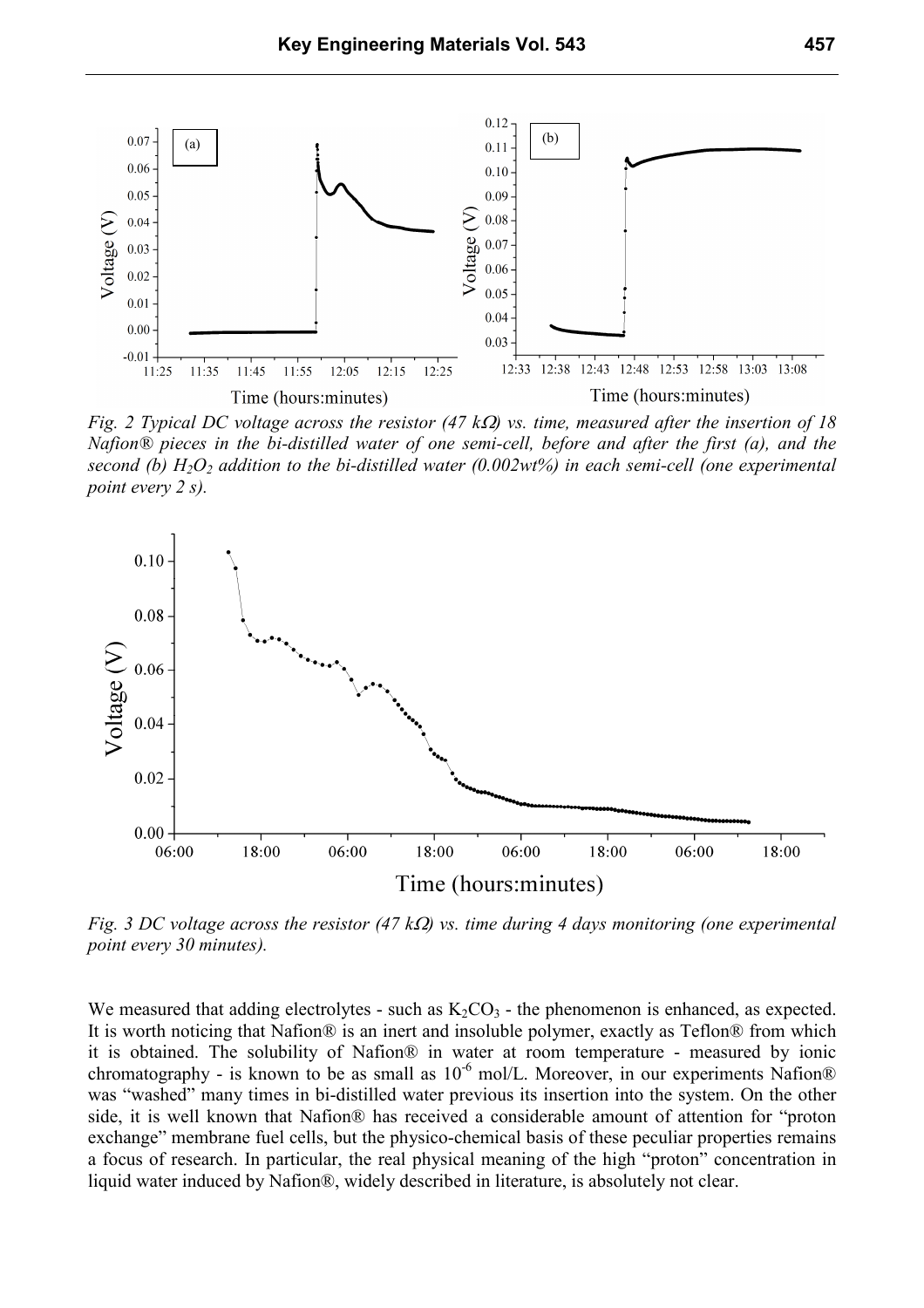*Fig. 2 Typical DC voltage across the resistor (47 kΩ) vs. time, measured after the insertion of 18 Nafion® pieces in the bi-distilled water of one semi-cell, before and after the first (a), and the second (b) $H_2O_2$ addition to the bi-distilled water (0.002wt%) in each semi-cell (one experimental point every 2 s).*

*Fig. 3 DC voltage across the resistor (47 kΩ) vs. time during 4 days monitoring (one experimental point every 30 minutes).*

We measured that adding electrolytes - such as $K_2CO_3$ - the phenomenon is enhanced, as expected. It is worth noticing that Nafion® is an inert and insoluble polymer, exactly as Teflon® from which it is obtained. The solubility of Nafion® in water at room temperature - measured by ionic chromatography - is known to be as small as $10^{-6}$ mol/L. Moreover, in our experiments Nafion® was "washed" many times in bi-distilled water previous its insertion into the system. On the other side, it is well known that Nafion® has received a considerable amount of attention for "proton exchange" membrane fuel cells, but the physico-chemical basis of these peculiar properties remains a focus of research. In particular, the real physical meaning of the high "proton" concentration in liquid water induced by Nafion®, widely described in literature, is absolutely not clear.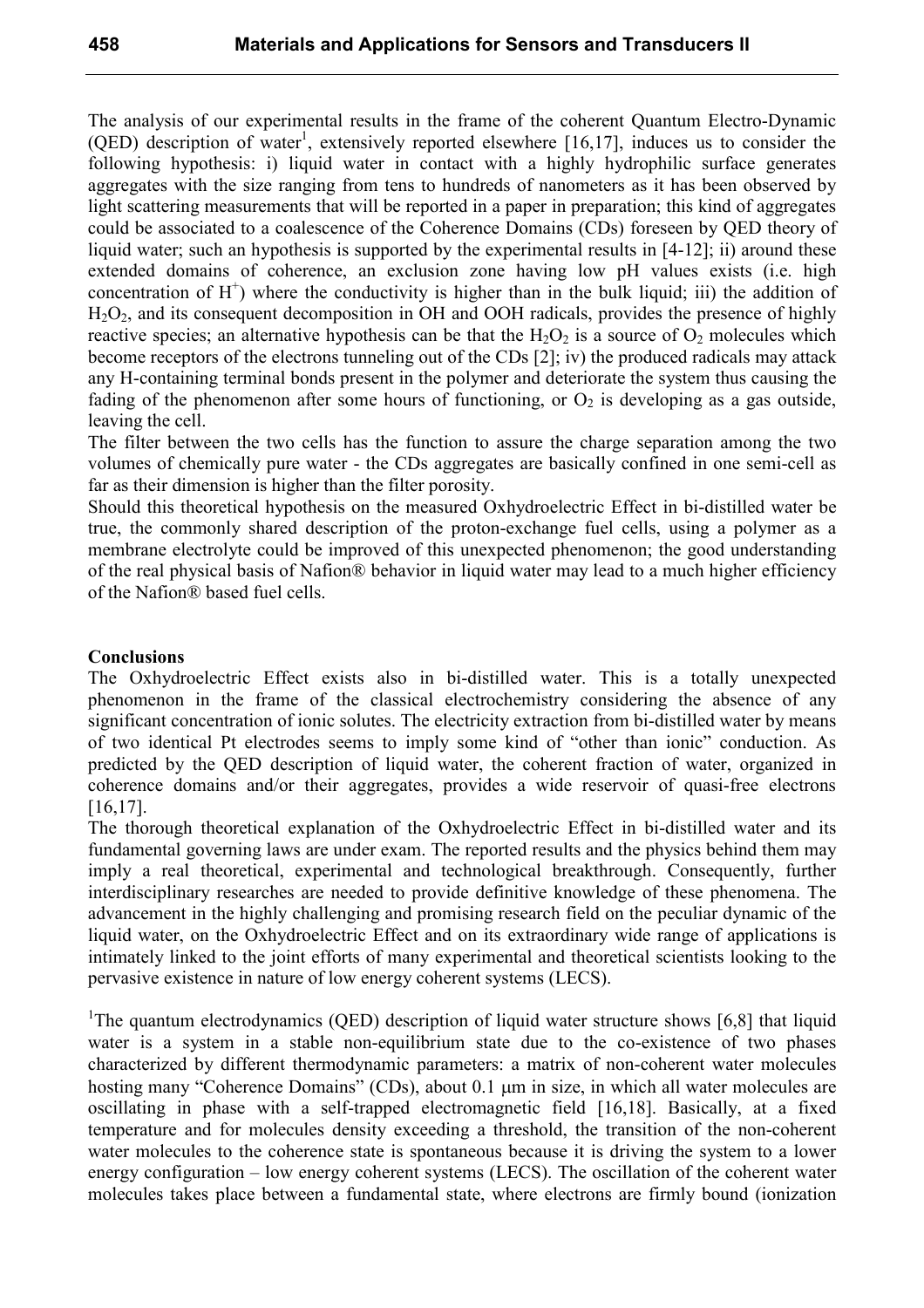The analysis of our experimental results in the frame of the coherent Quantum Electro-Dynamic (QED) description of water[1], extensively reported elsewhere [16,17], induces us to consider the following hypothesis: i) liquid water in contact with a highly hydrophilic surface generates aggregates with the size ranging from tens to hundreds of nanometers as it has been observed by light scattering measurements that will be reported in a paper in preparation; this kind of aggregates could be associated to a coalescence of the Coherence Domains (CDs) foreseen by QED theory of liquid water; such an hypothesis is supported by the experimental results in [4-12]; ii) around these extended domains of coherence, an exclusion zone having low pH values exists (i.e. high concentration of $H^+$) where the conductivity is higher than in the bulk liquid; iii) the addition of $H_2O_2$, and its consequent decomposition in OH and OOH radicals, provides the presence of highly reactive species; an alternative hypothesis can be that the $H_2O_2$ is a source of $O_2$ molecules which become receptors of the electrons tunneling out of the CDs [2]; iv) the produced radicals may attack any H-containing terminal bonds present in the polymer and deteriorate the system thus causing the fading of the phenomenon after some hours of functioning, or $O_2$ is developing as a gas outside, leaving the cell.

The filter between the two cells has the function to assure the charge separation among the two volumes of chemically pure water - the CDs aggregates are basically confined in one semi-cell as far as their dimension is higher than the filter porosity.

Should this theoretical hypothesis on the measured Oxhydroelectric Effect in bi-distilled water be true, the commonly shared description of the proton-exchange fuel cells, using a polymer as a membrane electrolyte could be improved of this unexpected phenomenon; the good understanding of the real physical basis of Nafion® behavior in liquid water may lead to a much higher efficiency of the Nafion® based fuel cells.

## Conclusions

The Oxhydroelectric Effect exists also in bi-distilled water. This is a totally unexpected phenomenon in the frame of the classical electrochemistry considering the absence of any significant concentration of ionic solutes. The electricity extraction from bi-distilled water by means of two identical Pt electrodes seems to imply some kind of "other than ionic" conduction. As predicted by the QED description of liquid water, the coherent fraction of water, organized in coherence domains and/or their aggregates, provides a wide reservoir of quasi-free electrons [16,17].

The thorough theoretical explanation of the Oxhydroelectric Effect in bi-distilled water and its fundamental governing laws are under exam. The reported results and the physics behind them may imply a real theoretical, experimental and technological breakthrough. Consequently, further interdisciplinary researches are needed to provide definitive knowledge of these phenomena. The advancement in the highly challenging and promising research field on the peculiar dynamic of the liquid water, on the Oxhydroelectric Effect and on its extraordinary wide range of applications is intimately linked to the joint efforts of many experimental and theoretical scientists looking to the pervasive existence in nature of low energy coherent systems (LECS).

[1]The quantum electrodynamics (QED) description of liquid water structure shows [6,8] that liquid water is a system in a stable non-equilibrium state due to the co-existence of two phases characterized by different thermodynamic parameters: a matrix of non-coherent water molecules hosting many "Coherence Domains" (CDs), about 0.1 μm in size, in which all water molecules are oscillating in phase with a self-trapped electromagnetic field [16,18]. Basically, at a fixed temperature and for molecules density exceeding a threshold, the transition of the non-coherent water molecules to the coherence state is spontaneous because it is driving the system to a lower energy configuration – low energy coherent systems (LECS). The oscillation of the coherent water molecules takes place between a fundamental state, where electrons are firmly bound (ionization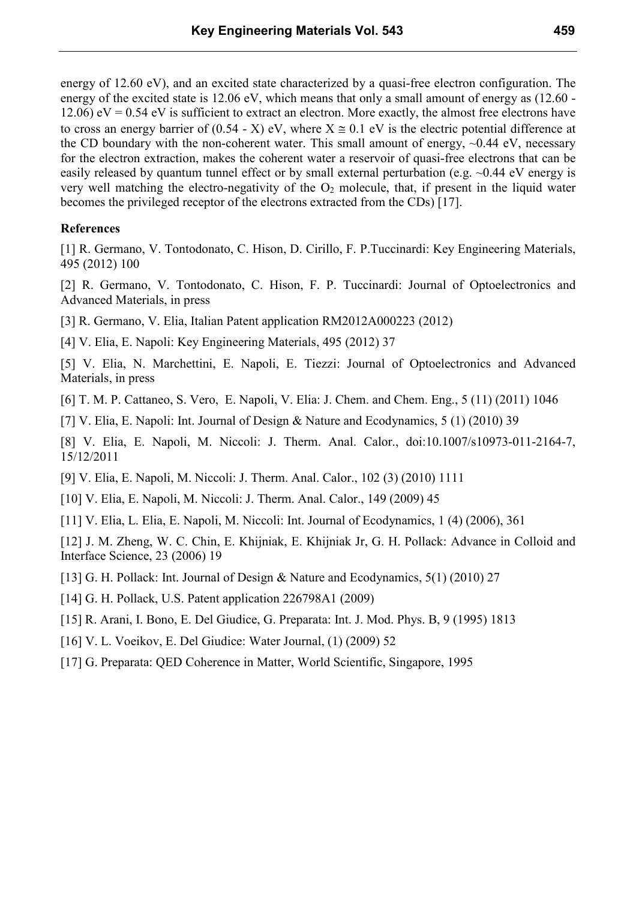energy of 12.60 eV), and an excited state characterized by a quasi-free electron configuration. The energy of the excited state is 12.06 eV, which means that only a small amount of energy as (12.60 - 12.06) eV = 0.54 eV is sufficient to extract an electron. More exactly, the almost free electrons have to cross an energy barrier of (0.54 - X) eV, where $X \cong 0.1$ eV is the electric potential difference at the CD boundary with the non-coherent water. This small amount of energy, ~0.44 eV, necessary for the electron extraction, makes the coherent water a reservoir of quasi-free electrons that can be easily released by quantum tunnel effect or by small external perturbation (e.g. ~0.44 eV energy is very well matching the electro-negativity of the $O_2$ molecule, that, if present in the liquid water becomes the privileged receptor of the electrons extracted from the CDs) [17].

## References

[1] R. Germano, V. Tontodonato, C. Hison, D. Cirillo, F. P.Tuccinardi: Key Engineering Materials, 495 (2012) 100

[2] R. Germano, V. Tontodonato, C. Hison, F. P. Tuccinardi: Journal of Optoelectronics and Advanced Materials, in press

[3] R. Germano, V. Elia, Italian Patent application RM2012A000223 (2012)

[4] V. Elia, E. Napoli: Key Engineering Materials, 495 (2012) 37

[5] V. Elia, N. Marchettini, E. Napoli, E. Tiezzi: Journal of Optoelectronics and Advanced Materials, in press

[6] T. M. P. Cattaneo, S. Vero, E. Napoli, V. Elia: J. Chem. and Chem. Eng., 5 (11) (2011) 1046

[7] V. Elia, E. Napoli: Int. Journal of Design & Nature and Ecodynamics, 5 (1) (2010) 39

[8] V. Elia, E. Napoli, M. Niccoli: J. Therm. Anal. Calor., doi:10.1007/s10973-011-2164-7, 15/12/2011

[9] V. Elia, E. Napoli, M. Niccoli: J. Therm. Anal. Calor., 102 (3) (2010) 1111

[10] V. Elia, E. Napoli, M. Niccoli: J. Therm. Anal. Calor., 149 (2009) 45

[11] V. Elia, L. Elia, E. Napoli, M. Niccoli: Int. Journal of Ecodynamics, 1 (4) (2006), 361

[12] J. M. Zheng, W. C. Chin, E. Khijniak, E. Khijniak Jr, G. H. Pollack: Advance in Colloid and Interface Science, 23 (2006) 19

[13] G. H. Pollack: Int. Journal of Design & Nature and Ecodynamics, 5(1) (2010) 27

[14] G. H. Pollack, U.S. Patent application 226798A1 (2009)

[15] R. Arani, I. Bono, E. Del Giudice, G. Preparata: Int. J. Mod. Phys. B, 9 (1995) 1813

[16] V. L. Voeikov, E. Del Giudice: Water Journal, (1) (2009) 52

[17] G. Preparata: QED Coherence in Matter, World Scientific, Singapore, 1995